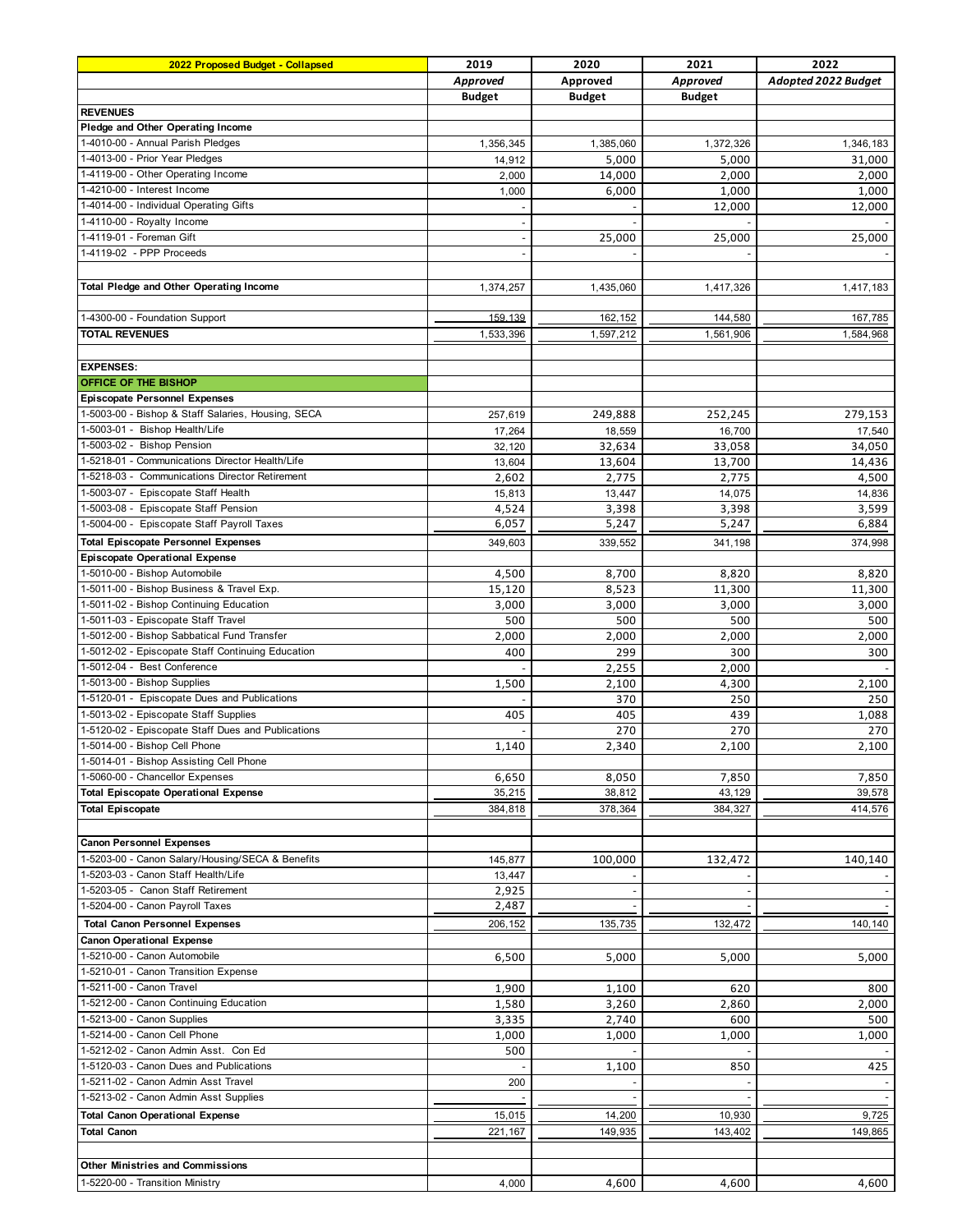| 2022 Proposed Budget - Collapsed | 2019 | 2020 | 2021 | 2022 |
|---|---|---|---|---|
| | *Approved* | Approved | *Approved* | *Adopted 2022 Budget* |
| | Budget | Budget | Budget | |
| **REVENUES** | | | | |
| **Pledge and Other Operating Income** | | | | |
| 1-4010-00 - Annual Parish Pledges | 1,356,345 | 1,385,060 | 1,372,326 | 1,346,183 |
| 1-4013-00 - Prior Year Pledges | 14,912 | 5,000 | 5,000 | 31,000 |
| 1-4119-00 - Other Operating Income | 2,000 | 14,000 | 2,000 | 2,000 |
| 1-4210-00 - Interest Income | 1,000 | 6,000 | 1,000 | 1,000 |
| 1-4014-00 - Individual Operating Gifts | - | - | 12,000 | 12,000 |
| 1-4110-00 - Royalty Income | - | - | - | - |
| 1-4119-01 - Foreman Gift | - | 25,000 | 25,000 | 25,000 |
| 1-4119-02 - PPP Proceeds | - | - | - | - |
| | | | | |
| **Total Pledge and Other Operating Income** | 1,374,257 | 1,435,060 | 1,417,326 | 1,417,183 |
| | | | | |
| 1-4300-00 - Foundation Support | 159,139 | 162,152 | 144,580 | 167,785 |
| **TOTAL REVENUES** | 1,533,396 | 1,597,212 | 1,561,906 | 1,584,968 |
| | | | | |
| **EXPENSES:** | | | | |
| **OFFICE OF THE BISHOP** | | | | |
| **Episcopate Personnel Expenses** | | | | |
| 1-5003-00 - Bishop & Staff Salaries, Housing, SECA | 257,619 | 249,888 | 252,245 | 279,153 |
| 1-5003-01 - Bishop Health/Life | 17,264 | 18,559 | 16,700 | 17,540 |
| 1-5003-02 - Bishop Pension | 32,120 | 32,634 | 33,058 | 34,050 |
| 1-5218-01 - Communications Director Health/Life | 13,604 | 13,604 | 13,700 | 14,436 |
| 1-5218-03 - Communications Director Retirement | 2,602 | 2,775 | 2,775 | 4,500 |
| 1-5003-07 - Episcopate Staff Health | 15,813 | 13,447 | 14,075 | 14,836 |
| 1-5003-08 - Episcopate Staff Pension | 4,524 | 3,398 | 3,398 | 3,599 |
| 1-5004-00 - Episcopate Staff Payroll Taxes | 6,057 | 5,247 | 5,247 | 6,884 |
| **Total Episcopate Personnel Expenses** | 349,603 | 339,552 | 341,198 | 374,998 |
| **Episcopate Operational Expense** | | | | |
| 1-5010-00 - Bishop Automobile | 4,500 | 8,700 | 8,820 | 8,820 |
| 1-5011-00 - Bishop Business & Travel Exp. | 15,120 | 8,523 | 11,300 | 11,300 |
| 1-5011-02 - Bishop Continuing Education | 3,000 | 3,000 | 3,000 | 3,000 |
| 1-5011-03 - Episcopate Staff Travel | 500 | 500 | 500 | 500 |
| 1-5012-00 - Bishop Sabbatical Fund Transfer | 2,000 | 2,000 | 2,000 | 2,000 |
| 1-5012-02 - Episcopate Staff Continuing Education | 400 | 299 | 300 | 300 |
| 1-5012-04 - Best Conference | - | 2,255 | 2,000 | - |
| 1-5013-00 - Bishop Supplies | 1,500 | 2,100 | 4,300 | 2,100 |
| 1-5120-01 - Episcopate Dues and Publications | - | 370 | 250 | 250 |
| 1-5013-02 - Episcopate Staff Supplies | 405 | 405 | 439 | 1,088 |
| 1-5120-02 - Episcopate Staff Dues and Publications | - | 270 | 270 | 270 |
| 1-5014-00 - Bishop Cell Phone | 1,140 | 2,340 | 2,100 | 2,100 |
| 1-5014-01 - Bishop Assisting Cell Phone | | | | |
| 1-5060-00 - Chancellor Expenses | 6,650 | 8,050 | 7,850 | 7,850 |
| **Total Episcopate Operational Expense** | 35,215 | 38,812 | 43,129 | 39,578 |
| **Total Episcopate** | 384,818 | 378,364 | 384,327 | 414,576 |
| | | | | |
| **Canon Personnel Expenses** | | | | |
| 1-5203-00 - Canon Salary/Housing/SECA & Benefits | 145,877 | 100,000 | 132,472 | 140,140 |
| 1-5203-03 - Canon Staff Health/Life | 13,447 | - | - | - |
| 1-5203-05 - Canon Staff Retirement | 2,925 | - | - | - |
| 1-5204-00 - Canon Payroll Taxes | 2,487 | - | - | - |
| **Total Canon Personnel Expenses** | 206,152 | 135,735 | 132,472 | 140,140 |
| **Canon Operational Expense** | | | | |
| 1-5210-00 - Canon Automobile | 6,500 | 5,000 | 5,000 | 5,000 |
| 1-5210-01 - Canon Transition Expense | | | | |
| 1-5211-00 - Canon Travel | 1,900 | 1,100 | 620 | 800 |
| 1-5212-00 - Canon Continuing Education | 1,580 | 3,260 | 2,860 | 2,000 |
| 1-5213-00 - Canon Supplies | 3,335 | 2,740 | 600 | 500 |
| 1-5214-00 - Canon Cell Phone | 1,000 | 1,000 | 1,000 | 1,000 |
| 1-5212-02 - Canon Admin Asst. Con Ed | 500 | - | - | - |
| 1-5120-03 - Canon Dues and Publications | - | 1,100 | 850 | 425 |
| 1-5211-02 - Canon Admin Asst Travel | 200 | - | - | - |
| 1-5213-02 - Canon Admin Asst Supplies | - | - | - | - |
| **Total Canon Operational Expense** | 15,015 | 14,200 | 10,930 | 9,725 |
| **Total Canon** | 221,167 | 149,935 | 143,402 | 149,865 |
| | | | | |
| **Other Ministries and Commissions** | | | | |
| 1-5220-00 - Transition Ministry | 4,000 | 4,600 | 4,600 | 4,600 |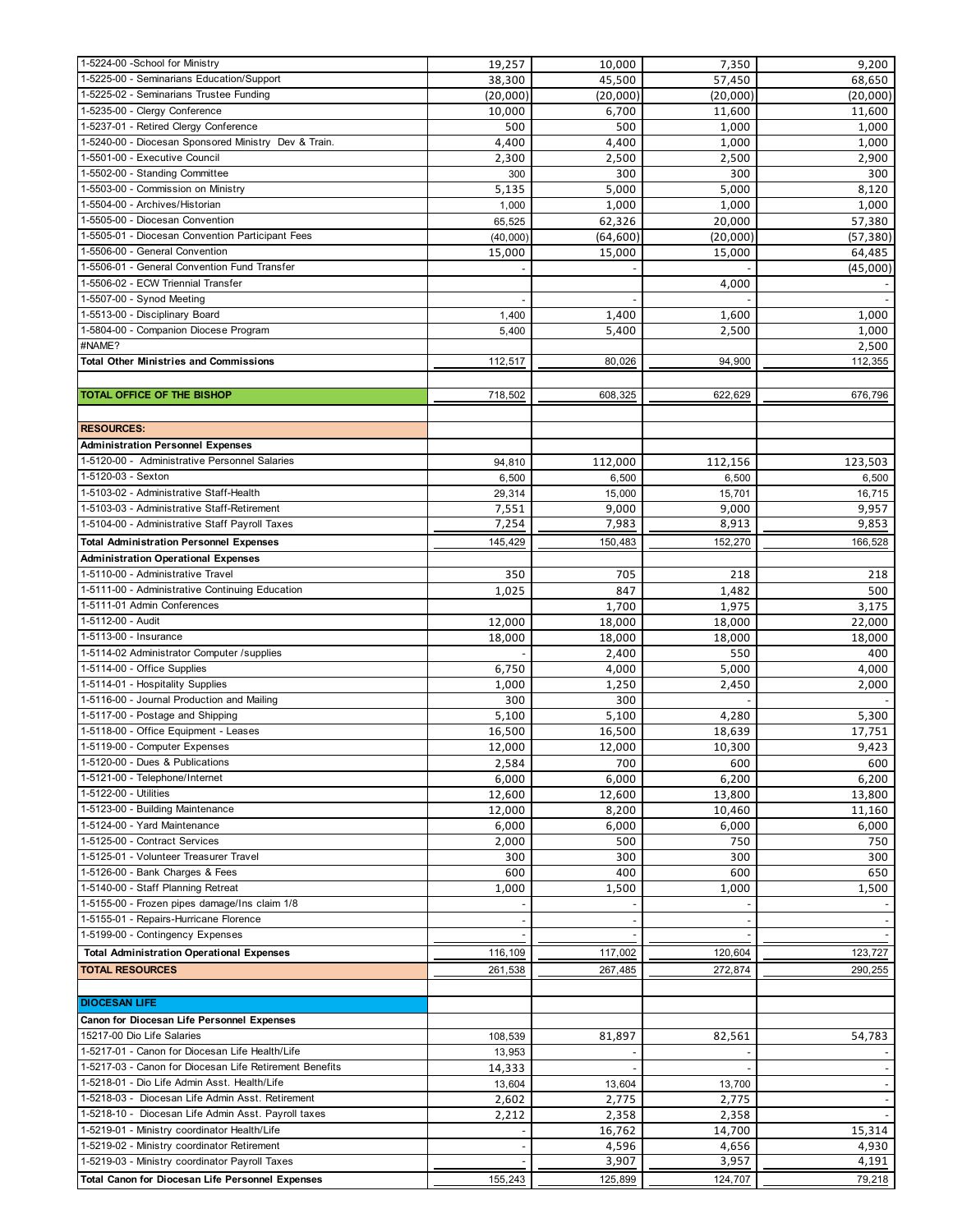| | | | | |
|---|---|---|---|---|
| 1-5224-00 -School for Ministry | 19,257 | 10,000 | 7,350 | 9,200 |
| 1-5225-00 - Seminarians Education/Support | 38,300 | 45,500 | 57,450 | 68,650 |
| 1-5225-02 - Seminarians Trustee Funding | (20,000) | (20,000) | (20,000) | (20,000) |
| 1-5235-00 - Clergy Conference | 10,000 | 6,700 | 11,600 | 11,600 |
| 1-5237-01 - Retired Clergy Conference | 500 | 500 | 1,000 | 1,000 |
| 1-5240-00 - Diocesan Sponsored Ministry Dev & Train. | 4,400 | 4,400 | 1,000 | 1,000 |
| 1-5501-00 - Executive Council | 2,300 | 2,500 | 2,500 | 2,900 |
| 1-5502-00 - Standing Committee | 300 | 300 | 300 | 300 |
| 1-5503-00 - Commission on Ministry | 5,135 | 5,000 | 5,000 | 8,120 |
| 1-5504-00 - Archives/Historian | 1,000 | 1,000 | 1,000 | 1,000 |
| 1-5505-00 - Diocesan Convention | 65,525 | 62,326 | 20,000 | 57,380 |
| 1-5505-01 - Diocesan Convention Participant Fees | (40,000) | (64,600) | (20,000) | (57,380) |
| 1-5506-00 - General Convention | 15,000 | 15,000 | 15,000 | 64,485 |
| 1-5506-01 - General Convention Fund Transfer | - | - | - | (45,000) |
| 1-5506-02 - ECW Triennial Transfer | | | 4,000 | - |
| 1-5507-00 - Synod Meeting | - | - | - | - |
| 1-5513-00 - Disciplinary Board | 1,400 | 1,400 | 1,600 | 1,000 |
| 1-5804-00 - Companion Diocese Program | 5,400 | 5,400 | 2,500 | 1,000 |
| #NAME? | | | | 2,500 |
| **Total Other Ministries and Commissions** | 112,517 | 80,026 | 94,900 | 112,355 |
| | | | | |
| **TOTAL OFFICE OF THE BISHOP** | 718,502 | 608,325 | 622,629 | 676,796 |
| | | | | |
| **RESOURCES:** | | | | |
| **Administration Personnel Expenses** | | | | |
| 1-5120-00 - Administrative Personnel Salaries | 94,810 | 112,000 | 112,156 | 123,503 |
| 1-5120-03 - Sexton | 6,500 | 6,500 | 6,500 | 6,500 |
| 1-5103-02 - Administrative Staff-Health | 29,314 | 15,000 | 15,701 | 16,715 |
| 1-5103-03 - Administrative Staff-Retirement | 7,551 | 9,000 | 9,000 | 9,957 |
| 1-5104-00 - Administrative Staff Payroll Taxes | 7,254 | 7,983 | 8,913 | 9,853 |
| **Total Administration Personnel Expenses** | 145,429 | 150,483 | 152,270 | 166,528 |
| **Administration Operational Expenses** | | | | |
| 1-5110-00 - Administrative Travel | 350 | 705 | 218 | 218 |
| 1-5111-00 - Administrative Continuing Education | 1,025 | 847 | 1,482 | 500 |
| 1-5111-01 Admin Conferences | | 1,700 | 1,975 | 3,175 |
| 1-5112-00 - Audit | 12,000 | 18,000 | 18,000 | 22,000 |
| 1-5113-00 - Insurance | 18,000 | 18,000 | 18,000 | 18,000 |
| 1-5114-02 Administrator Computer /supplies | - | 2,400 | 550 | 400 |
| 1-5114-00 - Office Supplies | 6,750 | 4,000 | 5,000 | 4,000 |
| 1-5114-01 - Hospitality Supplies | 1,000 | 1,250 | 2,450 | 2,000 |
| 1-5116-00 - Journal Production and Mailing | 300 | 300 | - | - |
| 1-5117-00 - Postage and Shipping | 5,100 | 5,100 | 4,280 | 5,300 |
| 1-5118-00 - Office Equipment - Leases | 16,500 | 16,500 | 18,639 | 17,751 |
| 1-5119-00 - Computer Expenses | 12,000 | 12,000 | 10,300 | 9,423 |
| 1-5120-00 - Dues & Publications | 2,584 | 700 | 600 | 600 |
| 1-5121-00 - Telephone/Internet | 6,000 | 6,000 | 6,200 | 6,200 |
| 1-5122-00 - Utilities | 12,600 | 12,600 | 13,800 | 13,800 |
| 1-5123-00 - Building Maintenance | 12,000 | 8,200 | 10,460 | 11,160 |
| 1-5124-00 - Yard Maintenance | 6,000 | 6,000 | 6,000 | 6,000 |
| 1-5125-00 - Contract Services | 2,000 | 500 | 750 | 750 |
| 1-5125-01 - Volunteer Treasurer Travel | 300 | 300 | 300 | 300 |
| 1-5126-00 - Bank Charges & Fees | 600 | 400 | 600 | 650 |
| 1-5140-00 - Staff Planning Retreat | 1,000 | 1,500 | 1,000 | 1,500 |
| 1-5155-00 - Frozen pipes damage/Ins claim 1/8 | - | - | - | - |
| 1-5155-01 - Repairs-Hurricane Florence | - | - | - | - |
| 1-5199-00 - Contingency Expenses | - | - | - | - |
| **Total Administration Operational Expenses** | 116,109 | 117,002 | 120,604 | 123,727 |
| **TOTAL RESOURCES** | 261,538 | 267,485 | 272,874 | 290,255 |
| | | | | |
| **DIOCESAN LIFE** | | | | |
| **Canon for Diocesan Life Personnel Expenses** | | | | |
| 15217-00 Dio Life Salaries | 108,539 | 81,897 | 82,561 | 54,783 |
| 1-5217-01 - Canon for Diocesan Life Health/Life | 13,953 | - | - | - |
| 1-5217-03 - Canon for Diocesan Life Retirement Benefits | 14,333 | - | - | - |
| 1-5218-01 - Dio Life Admin Asst. Health/Life | 13,604 | 13,604 | 13,700 | - |
| 1-5218-03 - Diocesan Life Admin Asst. Retirement | 2,602 | 2,775 | 2,775 | - |
| 1-5218-10 - Diocesan Life Admin Asst. Payroll taxes | 2,212 | 2,358 | 2,358 | - |
| 1-5219-01 - Ministry coordinator Health/Life | - | 16,762 | 14,700 | 15,314 |
| 1-5219-02 - Ministry coordinator Retirement | - | 4,596 | 4,656 | 4,930 |
| 1-5219-03 - Ministry coordinator Payroll Taxes | - | 3,907 | 3,957 | 4,191 |
| **Total Canon for Diocesan Life Personnel Expenses** | 155,243 | 125,899 | 124,707 | 79,218 |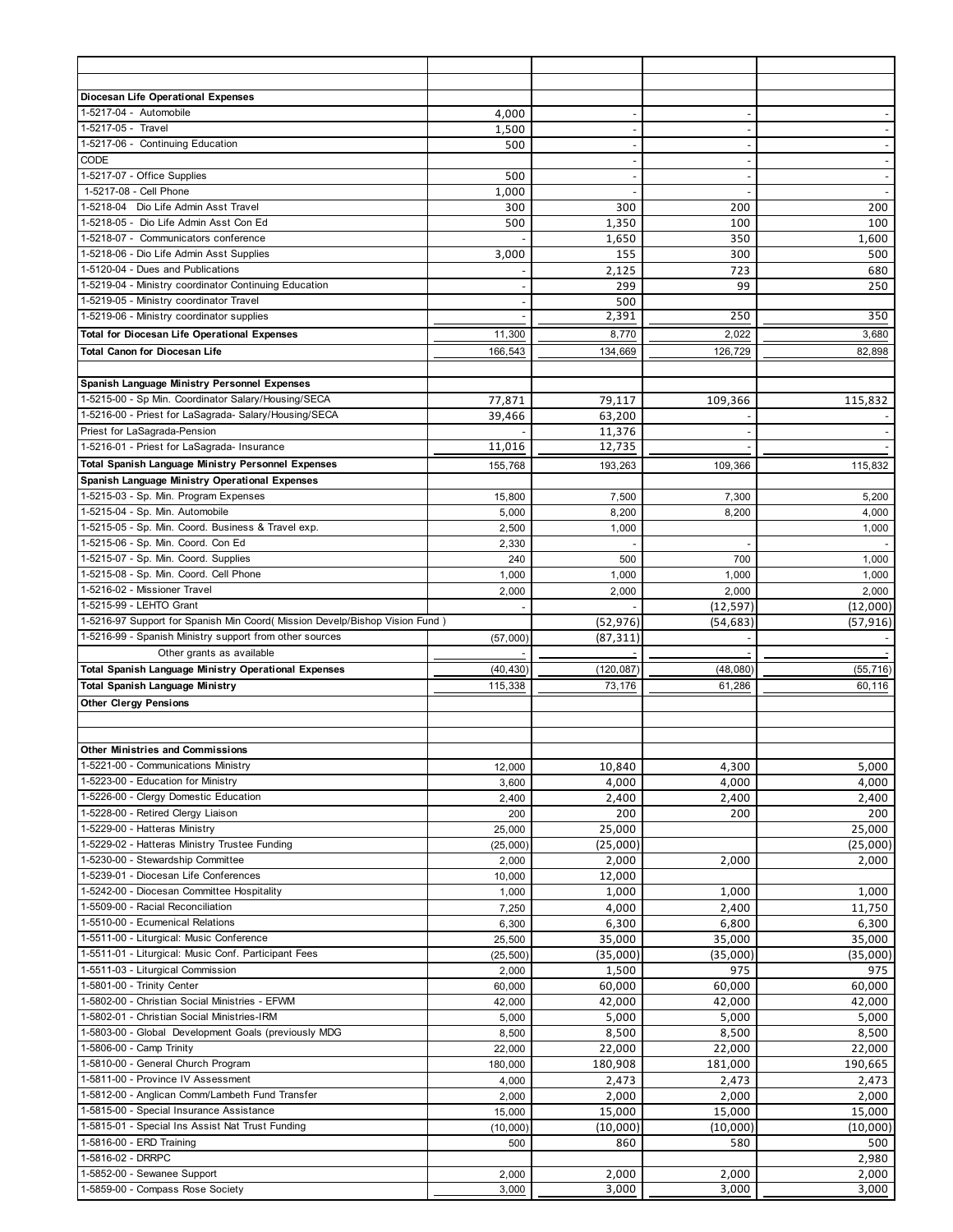| | | | | |
|---|---|---|---|---|
| | | | | |
| **Diocesan Life Operational Expenses** | | | | |
| 1-5217-04 - Automobile | 4,000 | - | - | - |
| 1-5217-05 - Travel | 1,500 | - | - | - |
| 1-5217-06 - Continuing Education | 500 | - | - | - |
| CODE | | - | - | - |
| 1-5217-07 - Office Supplies | 500 | - | - | - |
| 1-5217-08 - Cell Phone | 1,000 | - | - | - |
| 1-5218-04 Dio Life Admin Asst Travel | 300 | 300 | 200 | 200 |
| 1-5218-05 - Dio Life Admin Asst Con Ed | 500 | 1,350 | 100 | 100 |
| 1-5218-07 - Communicators conference | - | 1,650 | 350 | 1,600 |
| 1-5218-06 - Dio Life Admin Asst Supplies | 3,000 | 155 | 300 | 500 |
| 1-5120-04 - Dues and Publications | - | 2,125 | 723 | 680 |
| 1-5219-04 - Ministry coordinator Continuing Education | - | 299 | 99 | 250 |
| 1-5219-05 - Ministry coordinator Travel | - | 500 | | |
| 1-5219-06 - Ministry coordinator supplies | - | 2,391 | 250 | 350 |
| **Total for Diocesan Life Operational Expenses** | 11,300 | 8,770 | 2,022 | 3,680 |
| **Total Canon for Diocesan Life** | 166,543 | 134,669 | 126,729 | 82,898 |
| | | | | |
| **Spanish Language Ministry Personnel Expenses** | | | | |
| 1-5215-00 - Sp Min. Coordinator Salary/Housing/SECA | 77,871 | 79,117 | 109,366 | 115,832 |
| 1-5216-00 - Priest for LaSagrada- Salary/Housing/SECA | 39,466 | 63,200 | - | - |
| Priest for LaSagrada-Pension | - | 11,376 | - | - |
| 1-5216-01 - Priest for LaSagrada- Insurance | 11,016 | 12,735 | - | - |
| **Total Spanish Language Ministry Personnel Expenses** | 155,768 | 193,263 | 109,366 | 115,832 |
| **Spanish Language Ministry Operational Expenses** | | | | |
| 1-5215-03 - Sp. Min. Program Expenses | 15,800 | 7,500 | 7,300 | 5,200 |
| 1-5215-04 - Sp. Min. Automobile | 5,000 | 8,200 | 8,200 | 4,000 |
| 1-5215-05 - Sp. Min. Coord. Business & Travel exp. | 2,500 | 1,000 | | 1,000 |
| 1-5215-06 - Sp. Min. Coord. Con Ed | 2,330 | - | - | - |
| 1-5215-07 - Sp. Min. Coord. Supplies | 240 | 500 | 700 | 1,000 |
| 1-5215-08 - Sp. Min. Coord. Cell Phone | 1,000 | 1,000 | 1,000 | 1,000 |
| 1-5216-02 - Missioner Travel | 2,000 | 2,000 | 2,000 | 2,000 |
| 1-5215-99 - LEHTO Grant | | - | (12,597) | (12,000) |
| 1-5216-97 Support for Spanish Min Coord( Mission Develp/Bishop Vision Fund ) | | (52,976) | (54,683) | (57,916) |
| 1-5216-99 - Spanish Ministry support from other sources | (57,000) | (87,311) | - | - |
| Other grants as available | - | - | - | - |
| **Total Spanish Language Ministry Operational Expenses** | (40,430) | (120,087) | (48,080) | (55,716) |
| **Total Spanish Language Ministry** | 115,338 | 73,176 | 61,286 | 60,116 |
| **Other Clergy Pensions** | | | | |
| | | | | |
| | | | | |
| **Other Ministries and Commissions** | | | | |
| 1-5221-00 - Communications Ministry | 12,000 | 10,840 | 4,300 | 5,000 |
| 1-5223-00 - Education for Ministry | 3,600 | 4,000 | 4,000 | 4,000 |
| 1-5226-00 - Clergy Domestic Education | 2,400 | 2,400 | 2,400 | 2,400 |
| 1-5228-00 - Retired Clergy Liaison | 200 | 200 | 200 | 200 |
| 1-5229-00 - Hatteras Ministry | 25,000 | 25,000 | | 25,000 |
| 1-5229-02 - Hatteras Ministry Trustee Funding | (25,000) | (25,000) | | (25,000) |
| 1-5230-00 - Stewardship Committee | 2,000 | 2,000 | 2,000 | 2,000 |
| 1-5239-01 - Diocesan Life Conferences | 10,000 | 12,000 | | |
| 1-5242-00 - Diocesan Committee Hospitality | 1,000 | 1,000 | 1,000 | 1,000 |
| 1-5509-00 - Racial Reconciliation | 7,250 | 4,000 | 2,400 | 11,750 |
| 1-5510-00 - Ecumenical Relations | 6,300 | 6,300 | 6,800 | 6,300 |
| 1-5511-00 - Liturgical: Music Conference | 25,500 | 35,000 | 35,000 | 35,000 |
| 1-5511-01 - Liturgical: Music Conf. Participant Fees | (25,500) | (35,000) | (35,000) | (35,000) |
| 1-5511-03 - Liturgical Commission | 2,000 | 1,500 | 975 | 975 |
| 1-5801-00 - Trinity Center | 60,000 | 60,000 | 60,000 | 60,000 |
| 1-5802-00 - Christian Social Ministries - EFWM | 42,000 | 42,000 | 42,000 | 42,000 |
| 1-5802-01 - Christian Social Ministries-IRM | 5,000 | 5,000 | 5,000 | 5,000 |
| 1-5803-00 - Global Development Goals (previously MDG | 8,500 | 8,500 | 8,500 | 8,500 |
| 1-5806-00 - Camp Trinity | 22,000 | 22,000 | 22,000 | 22,000 |
| 1-5810-00 - General Church Program | 180,000 | 180,908 | 181,000 | 190,665 |
| 1-5811-00 - Province IV Assessment | 4,000 | 2,473 | 2,473 | 2,473 |
| 1-5812-00 - Anglican Comm/Lambeth Fund Transfer | 2,000 | 2,000 | 2,000 | 2,000 |
| 1-5815-00 - Special Insurance Assistance | 15,000 | 15,000 | 15,000 | 15,000 |
| 1-5815-01 - Special Ins Assist Nat Trust Funding | (10,000) | (10,000) | (10,000) | (10,000) |
| 1-5816-00 - ERD Training | 500 | 860 | 580 | 500 |
| 1-5816-02 - DRRPC | | | | 2,980 |
| 1-5852-00 - Sewanee Support | 2,000 | 2,000 | 2,000 | 2,000 |
| 1-5859-00 - Compass Rose Society | 3,000 | 3,000 | 3,000 | 3,000 |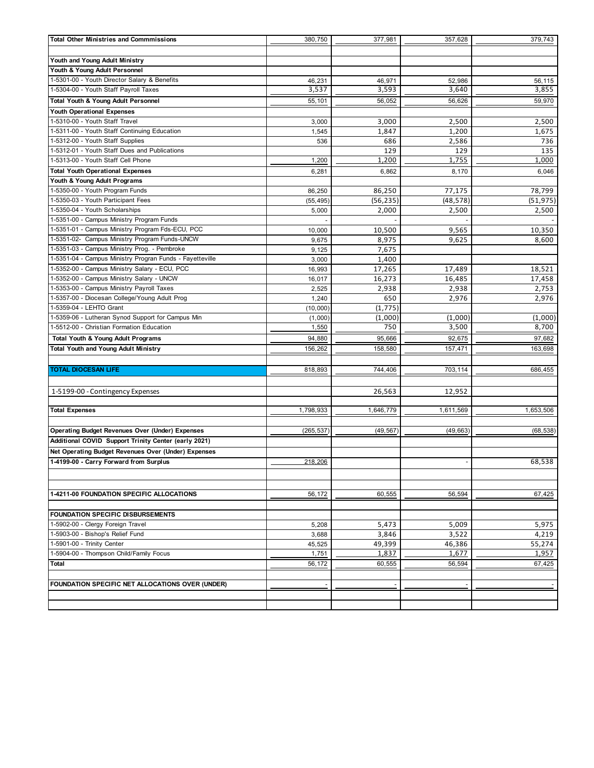| | | | | |
|---|---|---|---|---|
| **Total Other Ministries and Commmissions** | 380,750 | 377,981 | 357,628 | 379,743 |
| | | | | |
| **Youth and Young Adult Ministry** | | | | |
| **Youth & Young Adult Personnel** | | | | |
| 1-5301-00 - Youth Director Salary & Benefits | 46,231 | 46,971 | 52,986 | 56,115 |
| 1-5304-00 - Youth Staff Payroll Taxes | 3,537 | 3,593 | 3,640 | 3,855 |
| **Total Youth & Young Adult Personnel** | 55,101 | 56,052 | 56,626 | 59,970 |
| **Youth Operational Expenses** | | | | |
| 1-5310-00 - Youth Staff Travel | 3,000 | 3,000 | 2,500 | 2,500 |
| 1-5311-00 - Youth Staff Continuing Education | 1,545 | 1,847 | 1,200 | 1,675 |
| 1-5312-00 - Youth Staff Supplies | 536 | 686 | 2,586 | 736 |
| 1-5312-01 - Youth Staff Dues and Publications | | 129 | 129 | 135 |
| 1-5313-00 - Youth Staff Cell Phone | 1,200 | 1,200 | 1,755 | 1,000 |
| **Total Youth Operational Expenses** | 6,281 | 6,862 | 8,170 | 6,046 |
| **Youth & Young Adult Programs** | | | | |
| 1-5350-00 - Youth Program Funds | 86,250 | 86,250 | 77,175 | 78,799 |
| 1-5350-03 - Youth Participant Fees | (55,495) | (56,235) | (48,578) | (51,975) |
| 1-5350-04 - Youth Scholarships | 5,000 | 2,000 | 2,500 | 2,500 |
| 1-5351-00 - Campus Ministry Program Funds | - | - | - | - |
| 1-5351-01 - Campus Ministry Program Fds-ECU, PCC | 10,000 | 10,500 | 9,565 | 10,350 |
| 1-5351-02- Campus Ministry Program Funds-UNCW | 9,675 | 8,975 | 9,625 | 8,600 |
| 1-5351-03 - Campus Ministry Prog. - Pembroke | 9,125 | 7,675 | | |
| 1-5351-04 - Campus Ministry Progran Funds - Fayetteville | 3,000 | 1,400 | | |
| 1-5352-00 - Campus Ministry Salary - ECU, PCC | 16,993 | 17,265 | 17,489 | 18,521 |
| 1-5352-00 - Campus Ministry Salary - UNCW | 16,017 | 16,273 | 16,485 | 17,458 |
| 1-5353-00 - Campus Ministry Payroll Taxes | 2,525 | 2,938 | 2,938 | 2,753 |
| 1-5357-00 - Diocesan College/Young Adult Prog | 1,240 | 650 | 2,976 | 2,976 |
| 1-5359-04 - LEHTO Grant | (10,000) | (1,775) | | |
| 1-5359-06 - Lutheran Synod Support for Campus Min | (1,000) | (1,000) | (1,000) | (1,000) |
| 1-5512-00 - Christian Formation Education | 1,550 | 750 | 3,500 | 8,700 |
| **Total Youth & Young Adult Programs** | 94,880 | 95,666 | 92,675 | 97,682 |
| **Total Youth and Young Adult Ministry** | 156,262 | 158,580 | 157,471 | 163,698 |
| | | | | |
| **TOTAL DIOCESAN LIFE** | 818,893 | 744,406 | 703,114 | 686,455 |
| | | | | |
| 1-5199-00 - Contingency Expenses | | 26,563 | 12,952 | |
| | | | | |
| **Total Expenses** | 1,798,933 | 1,646,779 | 1,611,569 | 1,653,506 |
| | | | | |
| **Operating Budget Revenues Over (Under) Expenses** | (265,537) | (49,567) | (49,663) | (68,538) |
| **Additional COVID Support Trinity Center (early 2021)** | | | | |
| **Net Operating Budget Revenues Over (Under) Expenses** | | | | |
| **1-4199-00 - Carry Forward from Surplus** | 218,206 | | - | 68,538 |
| | | | | |
| | | | | |
| **1-4211-00 FOUNDATION SPECIFIC ALLOCATIONS** | 56,172 | 60,555 | 56,594 | 67,425 |
| | | | | |
| **FOUNDATION SPECIFIC DISBURSEMENTS** | | | | |
| 1-5902-00 - Clergy Foreign Travel | 5,208 | 5,473 | 5,009 | 5,975 |
| 1-5903-00 - Bishop's Relief Fund | 3,688 | 3,846 | 3,522 | 4,219 |
| 1-5901-00 - Trinity Center | 45,525 | 49,399 | 46,386 | 55,274 |
| 1-5904-00 - Thompson Child/Family Focus | 1,751 | 1,837 | 1,677 | 1,957 |
| **Total** | 56,172 | 60,555 | 56,594 | 67,425 |
| | | | | |
| **FOUNDATION SPECIFIC NET ALLOCATIONS OVER (UNDER)** | - | - | - | - |